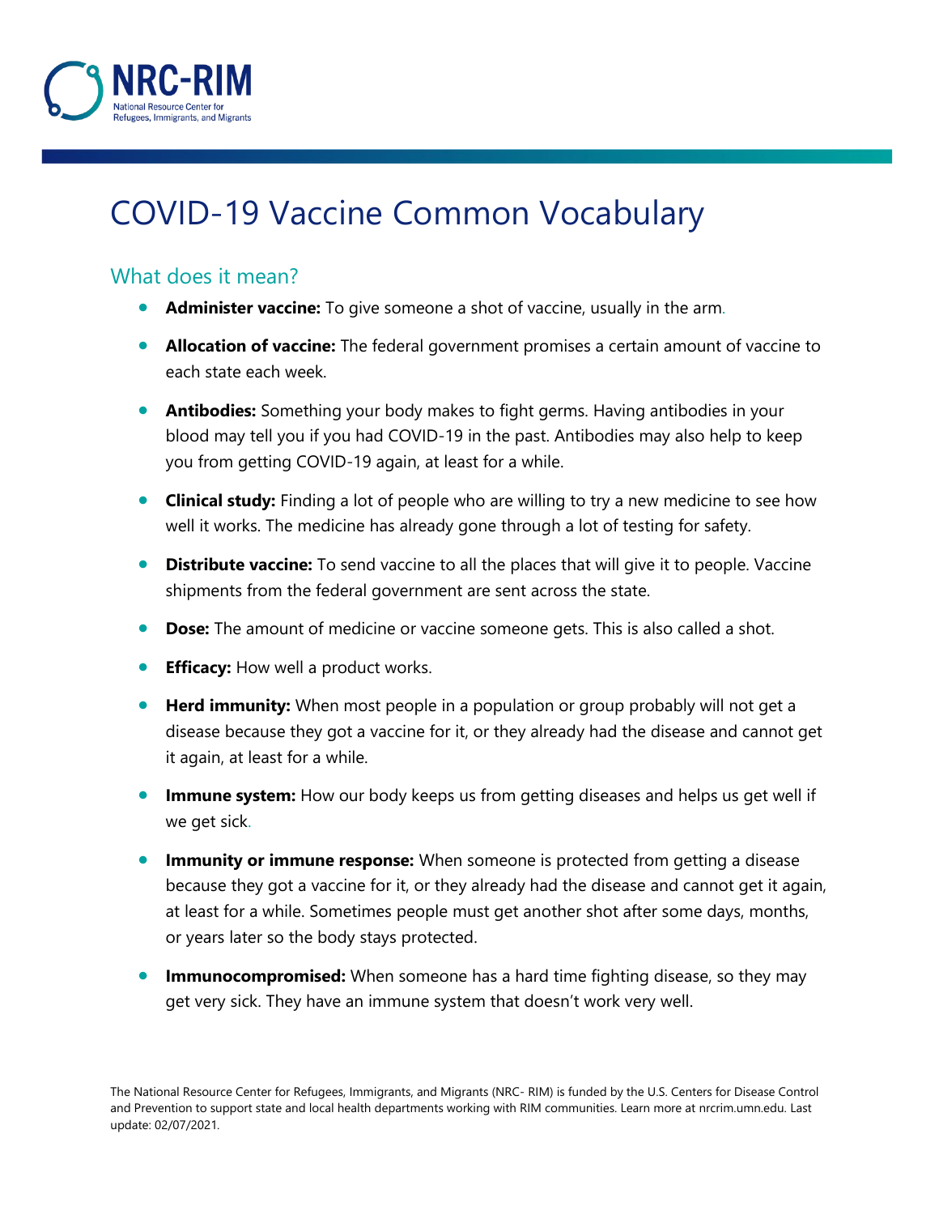# COVID-19 Vaccine Common Vocabulary

## What does it mean?

- **Administer vaccine:** To give someone a shot of vaccine, usually in the arm.
- **Allocation of vaccine:** The federal government promises a certain amount of vaccine to each state each week.
- **Antibodies:** Something your body makes to fight germs. Having antibodies in your blood may tell you if you had COVID-19 in the past. Antibodies may also help to keep you from getting COVID-19 again, at least for a while.
- **Clinical study:** Finding a lot of people who are willing to try a new medicine to see how well it works. The medicine has already gone through a lot of testing for safety.
- **Distribute vaccine:** To send vaccine to all the places that will give it to people. Vaccine shipments from the federal government are sent across the state.
- **Dose:** The amount of medicine or vaccine someone gets. This is also called a shot.
- **Efficacy:** How well a product works.
- **Herd immunity:** When most people in a population or group probably will not get a disease because they got a vaccine for it, or they already had the disease and cannot get it again, at least for a while.
- **Immune system:** How our body keeps us from getting diseases and helps us get well if we get sick.
- **Immunity or immune response:** When someone is protected from getting a disease because they got a vaccine for it, or they already had the disease and cannot get it again, at least for a while. Sometimes people must get another shot after some days, months, or years later so the body stays protected.
- **Immunocompromised:** When someone has a hard time fighting disease, so they may get very sick. They have an immune system that doesn't work very well.

The National Resource Center for Refugees, Immigrants, and Migrants (NRC- RIM) is funded by the U.S. Centers for Disease Control and Prevention to support state and local health departments working with RIM communities. Learn more at nrcrim.umn.edu. Last update: 02/07/2021.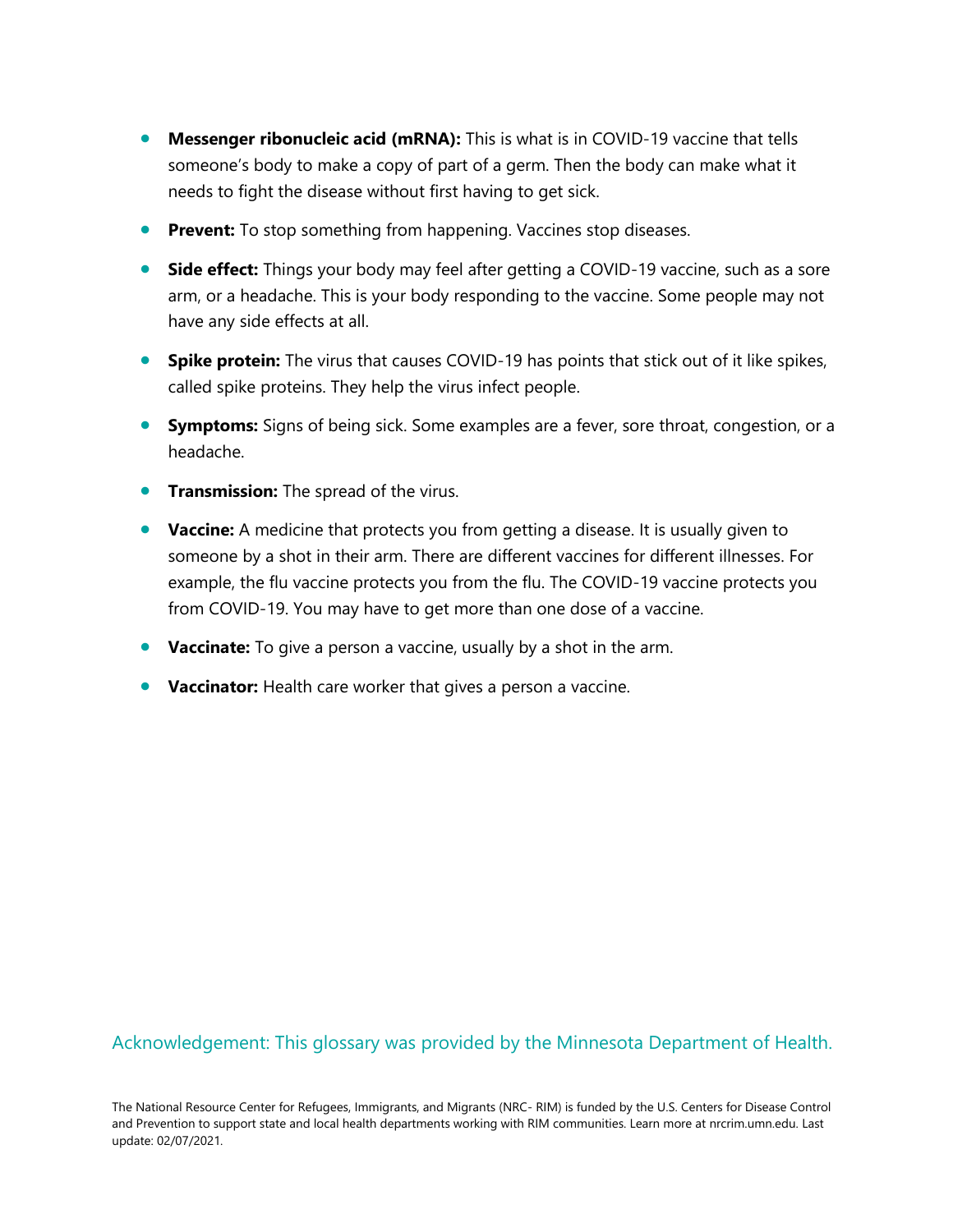- **Messenger ribonucleic acid (mRNA):** This is what is in COVID-19 vaccine that tells someone's body to make a copy of part of a germ. Then the body can make what it needs to fight the disease without first having to get sick.
- **Prevent:** To stop something from happening. Vaccines stop diseases.
- **Side effect:** Things your body may feel after getting a COVID-19 vaccine, such as a sore arm, or a headache. This is your body responding to the vaccine. Some people may not have any side effects at all.
- **Spike protein:** The virus that causes COVID-19 has points that stick out of it like spikes, called spike proteins. They help the virus infect people.
- **Symptoms:** Signs of being sick. Some examples are a fever, sore throat, congestion, or a headache.
- **Transmission:** The spread of the virus.
- **Vaccine:** A medicine that protects you from getting a disease. It is usually given to someone by a shot in their arm. There are different vaccines for different illnesses. For example, the flu vaccine protects you from the flu. The COVID-19 vaccine protects you from COVID-19. You may have to get more than one dose of a vaccine.
- **Vaccinate:** To give a person a vaccine, usually by a shot in the arm.
- **Vaccinator:** Health care worker that gives a person a vaccine.

Acknowledgement: This glossary was provided by the Minnesota Department of Health.

The National Resource Center for Refugees, Immigrants, and Migrants (NRC- RIM) is funded by the U.S. Centers for Disease Control and Prevention to support state and local health departments working with RIM communities. Learn more at nrcrim.umn.edu. Last update: 02/07/2021.